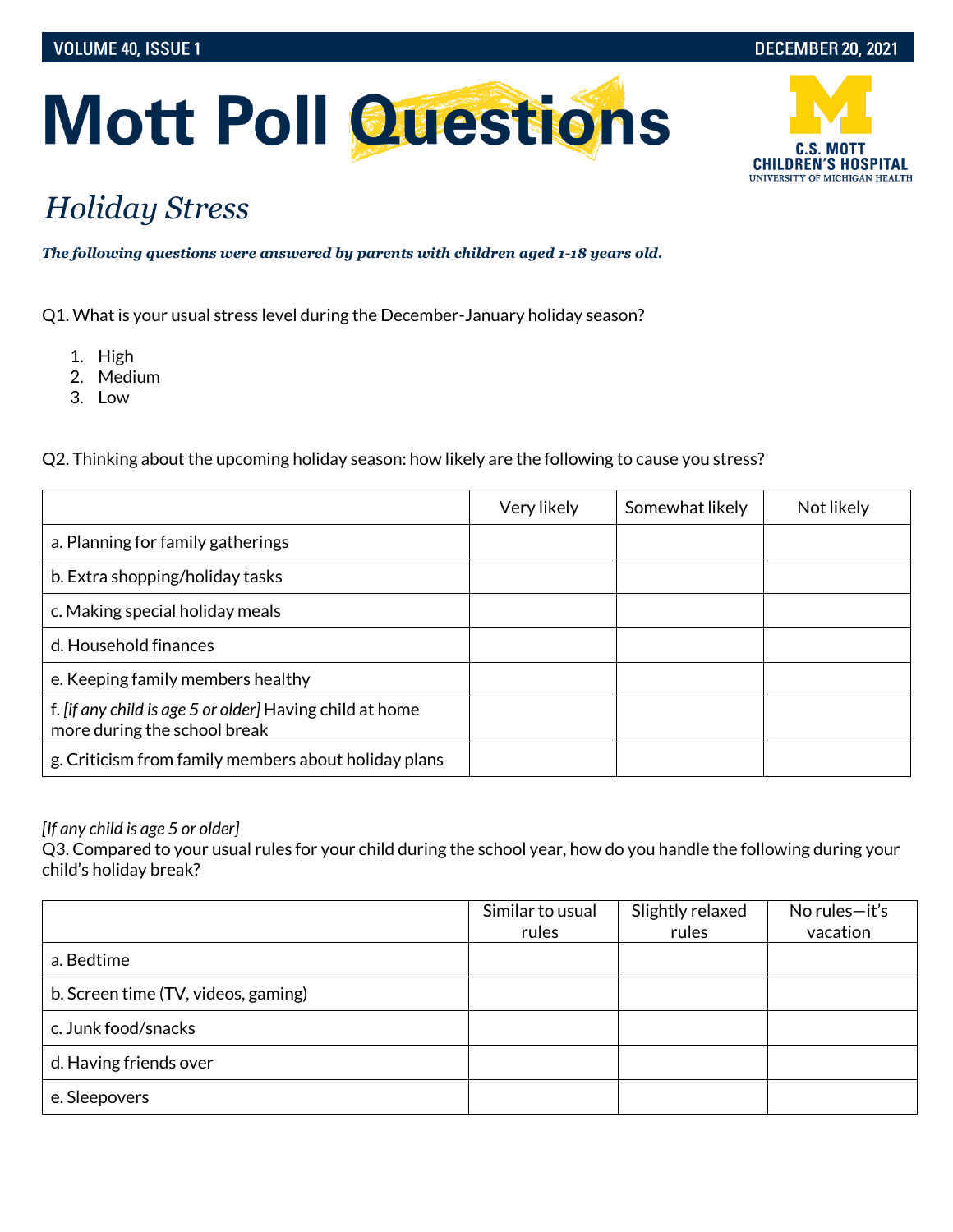# Mott Poll Questions

C.S. MOTT CHILDREN'S HOSPITAL
UNIVERSITY OF MICHIGAN HEALTH

## *Holiday Stress*

***The following questions were answered by parents with children aged 1-18 years old.***

Q1. What is your usual stress level during the December-January holiday season?

1. High
2. Medium
3. Low

Q2. Thinking about the upcoming holiday season: how likely are the following to cause you stress?

| | Very likely | Somewhat likely | Not likely |
|---|---|---|---|
| a. Planning for family gatherings | | | |
| b. Extra shopping/holiday tasks | | | |
| c. Making special holiday meals | | | |
| d. Household finances | | | |
| e. Keeping family members healthy | | | |
| f. *[if any child is age 5 or older]* Having child at home more during the school break | | | |
| g. Criticism from family members about holiday plans | | | |

*[If any child is age 5 or older]*
Q3. Compared to your usual rules for your child during the school year, how do you handle the following during your child's holiday break?

| | Similar to usual rules | Slightly relaxed rules | No rules—it's vacation |
|---|---|---|---|
| a. Bedtime | | | |
| b. Screen time (TV, videos, gaming) | | | |
| c. Junk food/snacks | | | |
| d. Having friends over | | | |
| e. Sleepovers | | | |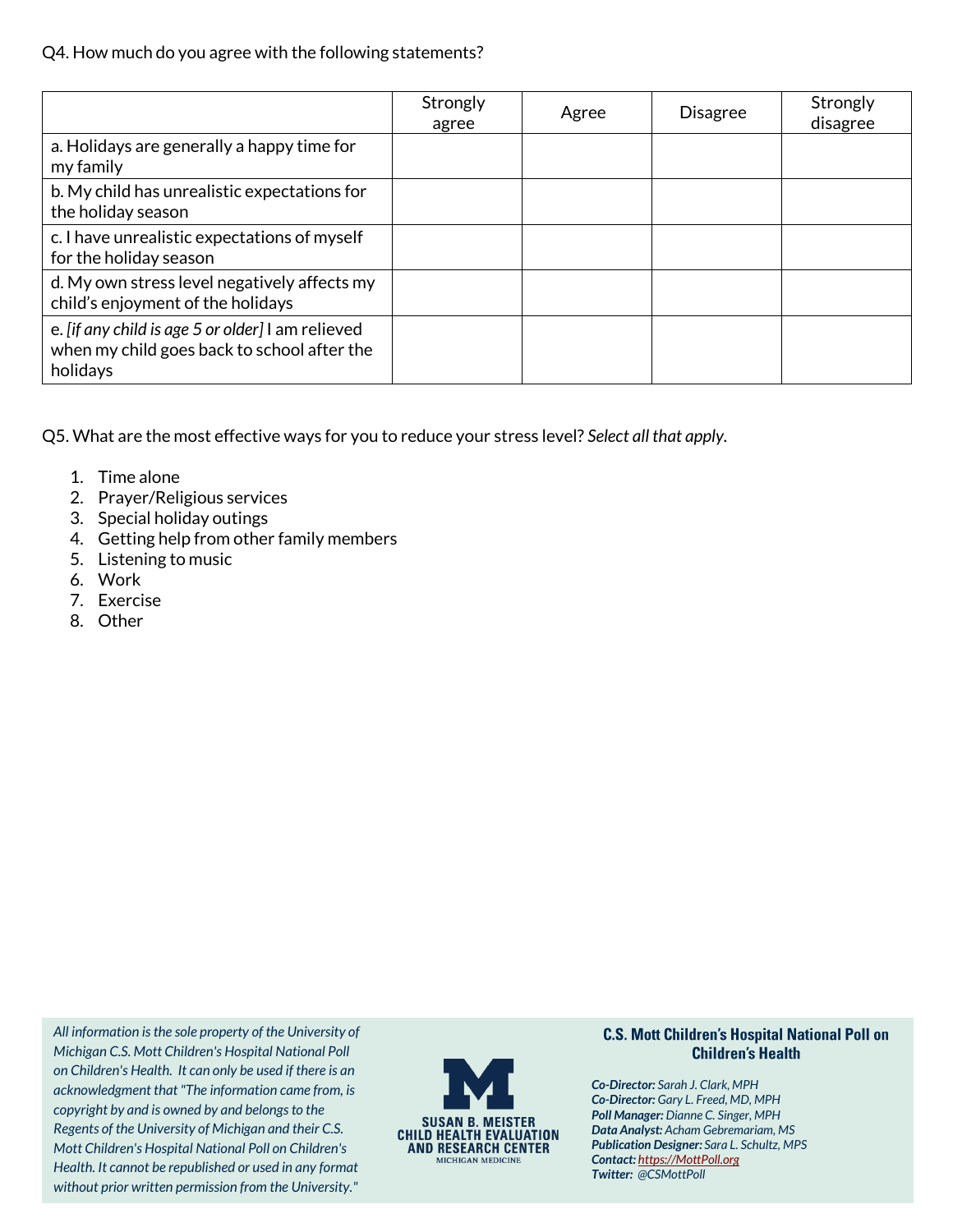Q4. How much do you agree with the following statements?

| | Strongly agree | Agree | Disagree | Strongly disagree |
|---|---|---|---|---|
| a. Holidays are generally a happy time for my family | | | | |
| b. My child has unrealistic expectations for the holiday season | | | | |
| c. I have unrealistic expectations of myself for the holiday season | | | | |
| d. My own stress level negatively affects my child's enjoyment of the holidays | | | | |
| e. *[if any child is age 5 or older]* I am relieved when my child goes back to school after the holidays | | | | |

Q5. What are the most effective ways for you to reduce your stress level? *Select all that apply.*

1. Time alone
2. Prayer/Religious services
3. Special holiday outings
4. Getting help from other family members
5. Listening to music
6. Work
7. Exercise
8. Other

*All information is the sole property of the University of Michigan C.S. Mott Children's Hospital National Poll on Children's Health. It can only be used if there is an acknowledgment that "The information came from, is copyright by and is owned by and belongs to the Regents of the University of Michigan and their C.S. Mott Children's Hospital National Poll on Children's Health. It cannot be republished or used in any format without prior written permission from the University."*

SUSAN B. MEISTER CHILD HEALTH EVALUATION AND RESEARCH CENTER
MICHIGAN MEDICINE

**C.S. Mott Children's Hospital National Poll on Children's Health**

***Co-Director:*** *Sarah J. Clark, MPH*
***Co-Director:*** *Gary L. Freed, MD, MPH*
***Poll Manager:*** *Dianne C. Singer, MPH*
***Data Analyst:*** *Acham Gebremariam, MS*
***Publication Designer:*** *Sara L. Schultz, MPS*
***Contact:*** *https://MottPoll.org*
***Twitter:*** *@CSMottPoll*